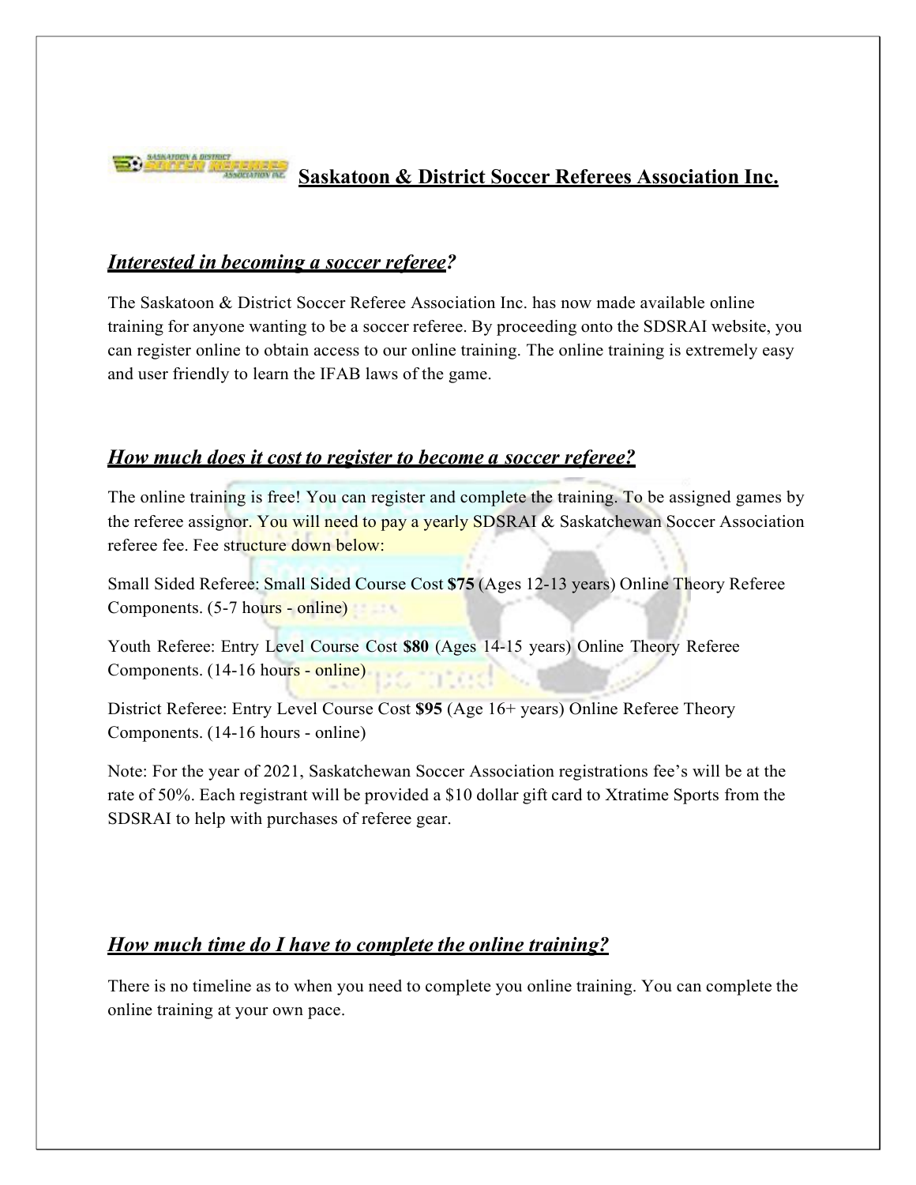# Saskatoon & District Soccer Referees Association Inc.

## *Interested in becoming a soccer referee?*

The Saskatoon & District Soccer Referee Association Inc. has now made available online training for anyone wanting to be a soccer referee. By proceeding onto the SDSRAI website, you can register online to obtain access to our online training. The online training is extremely easy and user friendly to learn the IFAB laws of the game.

## *How much does it cost to register to become a soccer referee?*

The online training is free! You can register and complete the training. To be assigned games by the referee assignor. You will need to pay a yearly SDSRAI & Saskatchewan Soccer Association referee fee. Fee structure down below:

Small Sided Referee: Small Sided Course Cost **$75** (Ages 12-13 years) Online Theory Referee Components. (5-7 hours - online)

Youth Referee: Entry Level Course Cost **$80** (Ages 14-15 years) Online Theory Referee Components. (14-16 hours - online)

District Referee: Entry Level Course Cost **$95** (Age 16+ years) Online Referee Theory Components. (14-16 hours - online)

Note: For the year of 2021, Saskatchewan Soccer Association registrations fee's will be at the rate of 50%. Each registrant will be provided a $10 dollar gift card to Xtratime Sports from the SDSRAI to help with purchases of referee gear.

## *How much time do I have to complete the online training?*

There is no timeline as to when you need to complete you online training. You can complete the online training at your own pace.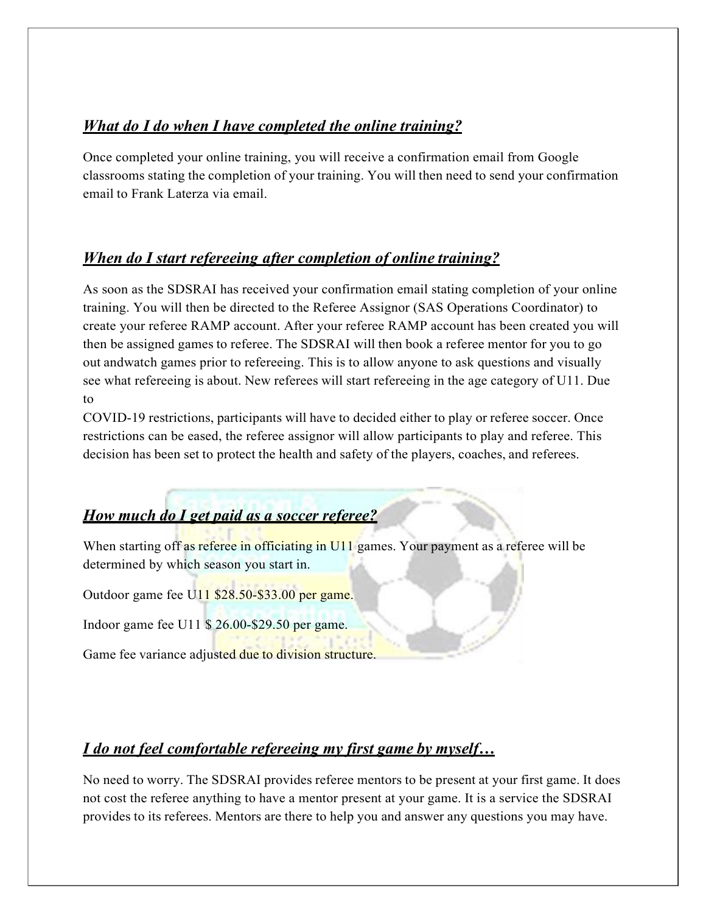### ***What do I do when I have completed the online training?***

Once completed your online training, you will receive a confirmation email from Google classrooms stating the completion of your training. You will then need to send your confirmation email to Frank Laterza via email.

### ***When do I start refereeing after completion of online training?***

As soon as the SDSRAI has received your confirmation email stating completion of your online training. You will then be directed to the Referee Assignor (SAS Operations Coordinator) to create your referee RAMP account. After your referee RAMP account has been created you will then be assigned games to referee. The SDSRAI will then book a referee mentor for you to go out andwatch games prior to refereeing. This is to allow anyone to ask questions and visually see what refereeing is about. New referees will start refereeing in the age category of U11. Due to
COVID-19 restrictions, participants will have to decided either to play or referee soccer. Once restrictions can be eased, the referee assignor will allow participants to play and referee. This decision has been set to protect the health and safety of the players, coaches, and referees.

### ***How much do I get paid as a soccer referee?***

When starting off as referee in officiating in U11 games. Your payment as a referee will be determined by which season you start in.

Outdoor game fee U11 $28.50-$33.00 per game.

Indoor game fee U11 $ 26.00-$29.50 per game.

Game fee variance adjusted due to division structure.

### ***I do not feel comfortable refereeing my first game by myself…***

No need to worry. The SDSRAI provides referee mentors to be present at your first game. It does not cost the referee anything to have a mentor present at your game. It is a service the SDSRAI provides to its referees. Mentors are there to help you and answer any questions you may have.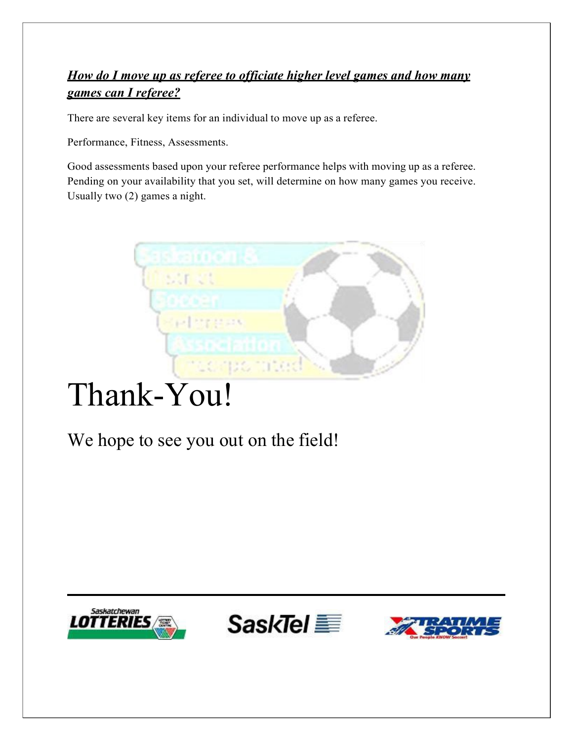***How do I move up as referee to officiate higher level games and how many games can I referee?***

There are several key items for an individual to move up as a referee.

Performance, Fitness, Assessments.

Good assessments based upon your referee performance helps with moving up as a referee. Pending on your availability that you set, will determine on how many games you receive. Usually two (2) games a night.

# Thank-You!

## We hope to see you out on the field!